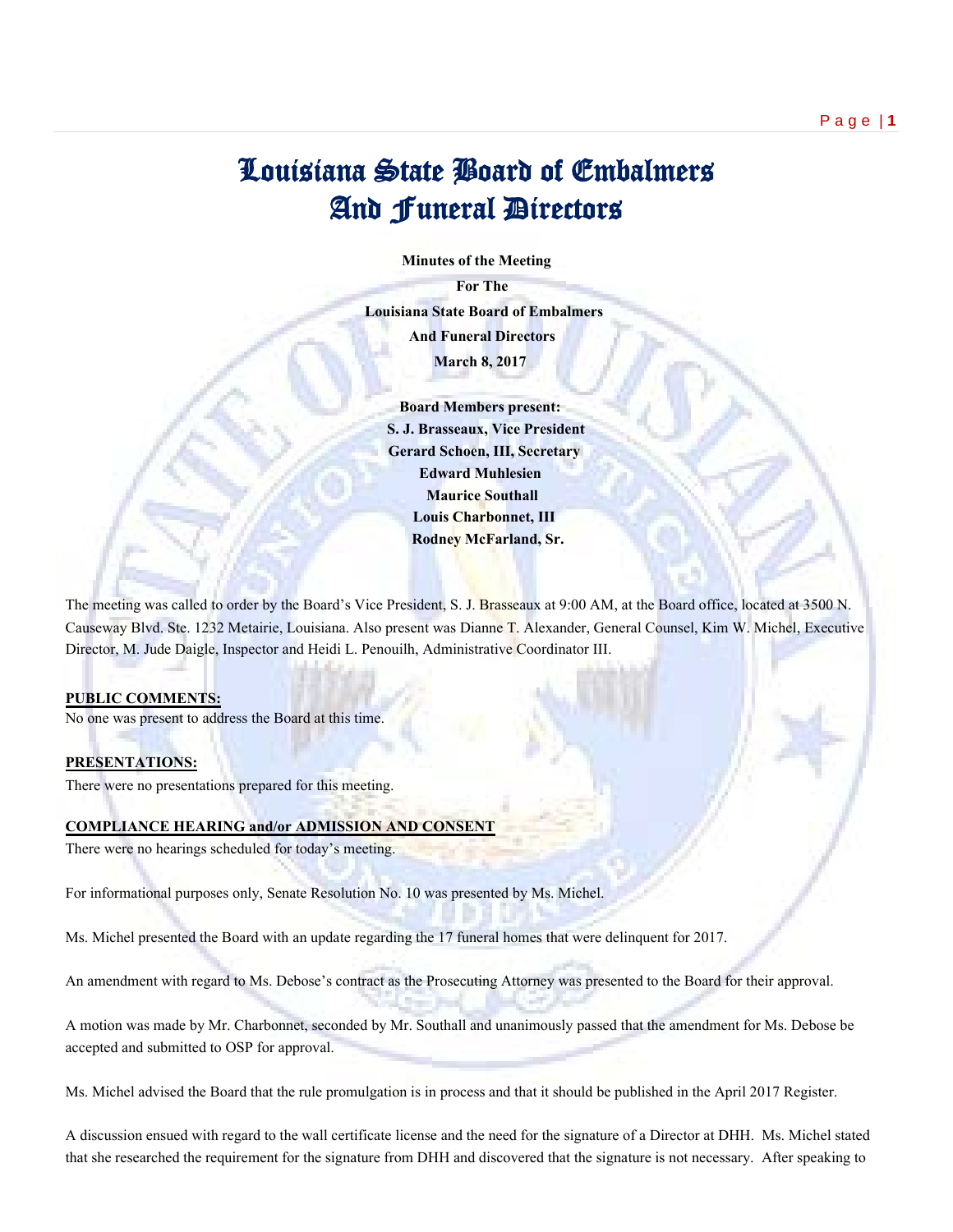# Louisiana State Board of Embalmers And Funeral Directors

**Minutes of the Meeting**

**For The**

**Louisiana State Board of Embalmers**

**And Funeral Directors**

**March 8, 2017**

**Board Members present:**
**S. J. Brasseaux, Vice President**
**Gerard Schoen, III, Secretary**
**Edward Muhlesien**
**Maurice Southall**
**Louis Charbonnet, III**
**Rodney McFarland, Sr.**

The meeting was called to order by the Board's Vice President, S. J. Brasseaux at 9:00 AM, at the Board office, located at 3500 N. Causeway Blvd. Ste. 1232 Metairie, Louisiana. Also present was Dianne T. Alexander, General Counsel, Kim W. Michel, Executive Director, M. Jude Daigle, Inspector and Heidi L. Penouilh, Administrative Coordinator III.

**PUBLIC COMMENTS:**

No one was present to address the Board at this time.

**PRESENTATIONS:**

There were no presentations prepared for this meeting.

**COMPLIANCE HEARING and/or ADMISSION AND CONSENT**

There were no hearings scheduled for today's meeting.

For informational purposes only, Senate Resolution No. 10 was presented by Ms. Michel.

Ms. Michel presented the Board with an update regarding the 17 funeral homes that were delinquent for 2017.

An amendment with regard to Ms. Debose's contract as the Prosecuting Attorney was presented to the Board for their approval.

A motion was made by Mr. Charbonnet, seconded by Mr. Southall and unanimously passed that the amendment for Ms. Debose be accepted and submitted to OSP for approval.

Ms. Michel advised the Board that the rule promulgation is in process and that it should be published in the April 2017 Register.

A discussion ensued with regard to the wall certificate license and the need for the signature of a Director at DHH. Ms. Michel stated that she researched the requirement for the signature from DHH and discovered that the signature is not necessary. After speaking to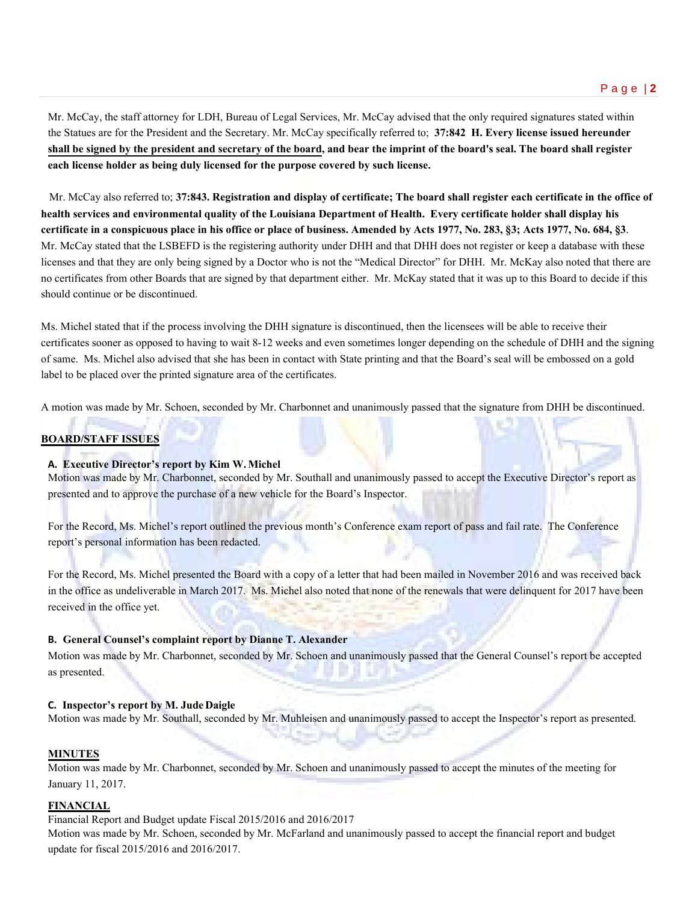Mr. McCay, the staff attorney for LDH, Bureau of Legal Services, Mr. McCay advised that the only required signatures stated within the Statues are for the President and the Secretary. Mr. McCay specifically referred to; **37:842 H. Every license issued hereunder shall be signed by the president and secretary of the board, and bear the imprint of the board's seal. The board shall register each license holder as being duly licensed for the purpose covered by such license.**

Mr. McCay also referred to; **37:843. Registration and display of certificate; The board shall register each certificate in the office of health services and environmental quality of the Louisiana Department of Health. Every certificate holder shall display his certificate in a conspicuous place in his office or place of business. Amended by Acts 1977, No. 283, §3; Acts 1977, No. 684, §3**. Mr. McCay stated that the LSBEFD is the registering authority under DHH and that DHH does not register or keep a database with these licenses and that they are only being signed by a Doctor who is not the "Medical Director" for DHH. Mr. McKay also noted that there are no certificates from other Boards that are signed by that department either. Mr. McKay stated that it was up to this Board to decide if this should continue or be discontinued.

Ms. Michel stated that if the process involving the DHH signature is discontinued, then the licensees will be able to receive their certificates sooner as opposed to having to wait 8-12 weeks and even sometimes longer depending on the schedule of DHH and the signing of same. Ms. Michel also advised that she has been in contact with State printing and that the Board's seal will be embossed on a gold label to be placed over the printed signature area of the certificates.

A motion was made by Mr. Schoen, seconded by Mr. Charbonnet and unanimously passed that the signature from DHH be discontinued.

**BOARD/STAFF ISSUES**

**A. Executive Director's report by Kim W. Michel**

Motion was made by Mr. Charbonnet, seconded by Mr. Southall and unanimously passed to accept the Executive Director's report as presented and to approve the purchase of a new vehicle for the Board's Inspector.

For the Record, Ms. Michel's report outlined the previous month's Conference exam report of pass and fail rate. The Conference report's personal information has been redacted.

For the Record, Ms. Michel presented the Board with a copy of a letter that had been mailed in November 2016 and was received back in the office as undeliverable in March 2017. Ms. Michel also noted that none of the renewals that were delinquent for 2017 have been received in the office yet.

**B. General Counsel's complaint report by Dianne T. Alexander**

Motion was made by Mr. Charbonnet, seconded by Mr. Schoen and unanimously passed that the General Counsel's report be accepted as presented.

**C. Inspector's report by M. Jude Daigle**

Motion was made by Mr. Southall, seconded by Mr. Muhleisen and unanimously passed to accept the Inspector's report as presented.

**MINUTES**

Motion was made by Mr. Charbonnet, seconded by Mr. Schoen and unanimously passed to accept the minutes of the meeting for January 11, 2017.

**FINANCIAL**

Financial Report and Budget update Fiscal 2015/2016 and 2016/2017

Motion was made by Mr. Schoen, seconded by Mr. McFarland and unanimously passed to accept the financial report and budget update for fiscal 2015/2016 and 2016/2017.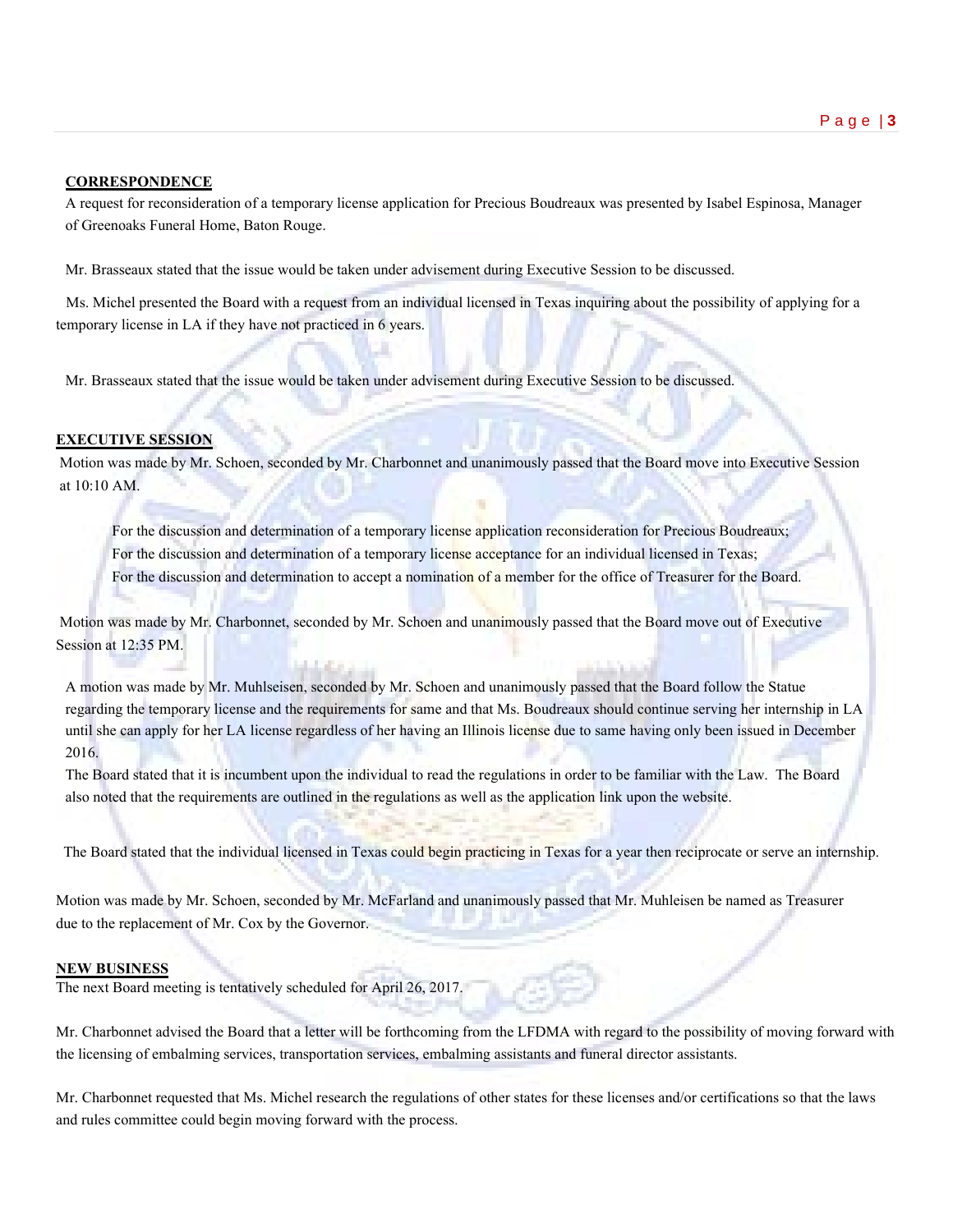**CORRESPONDENCE**

A request for reconsideration of a temporary license application for Precious Boudreaux was presented by Isabel Espinosa, Manager of Greenoaks Funeral Home, Baton Rouge.

Mr. Brasseaux stated that the issue would be taken under advisement during Executive Session to be discussed.

Ms. Michel presented the Board with a request from an individual licensed in Texas inquiring about the possibility of applying for a temporary license in LA if they have not practiced in 6 years.

Mr. Brasseaux stated that the issue would be taken under advisement during Executive Session to be discussed.

**EXECUTIVE SESSION**

Motion was made by Mr. Schoen, seconded by Mr. Charbonnet and unanimously passed that the Board move into Executive Session at 10:10 AM.

For the discussion and determination of a temporary license application reconsideration for Precious Boudreaux;
For the discussion and determination of a temporary license acceptance for an individual licensed in Texas;
For the discussion and determination to accept a nomination of a member for the office of Treasurer for the Board.

Motion was made by Mr. Charbonnet, seconded by Mr. Schoen and unanimously passed that the Board move out of Executive Session at 12:35 PM.

A motion was made by Mr. Muhlseisen, seconded by Mr. Schoen and unanimously passed that the Board follow the Statue regarding the temporary license and the requirements for same and that Ms. Boudreaux should continue serving her internship in LA until she can apply for her LA license regardless of her having an Illinois license due to same having only been issued in December 2016.

The Board stated that it is incumbent upon the individual to read the regulations in order to be familiar with the Law. The Board also noted that the requirements are outlined in the regulations as well as the application link upon the website.

The Board stated that the individual licensed in Texas could begin practicing in Texas for a year then reciprocate or serve an internship.

Motion was made by Mr. Schoen, seconded by Mr. McFarland and unanimously passed that Mr. Muhleisen be named as Treasurer due to the replacement of Mr. Cox by the Governor.

**NEW BUSINESS**

The next Board meeting is tentatively scheduled for April 26, 2017.

Mr. Charbonnet advised the Board that a letter will be forthcoming from the LFDMA with regard to the possibility of moving forward with the licensing of embalming services, transportation services, embalming assistants and funeral director assistants.

Mr. Charbonnet requested that Ms. Michel research the regulations of other states for these licenses and/or certifications so that the laws and rules committee could begin moving forward with the process.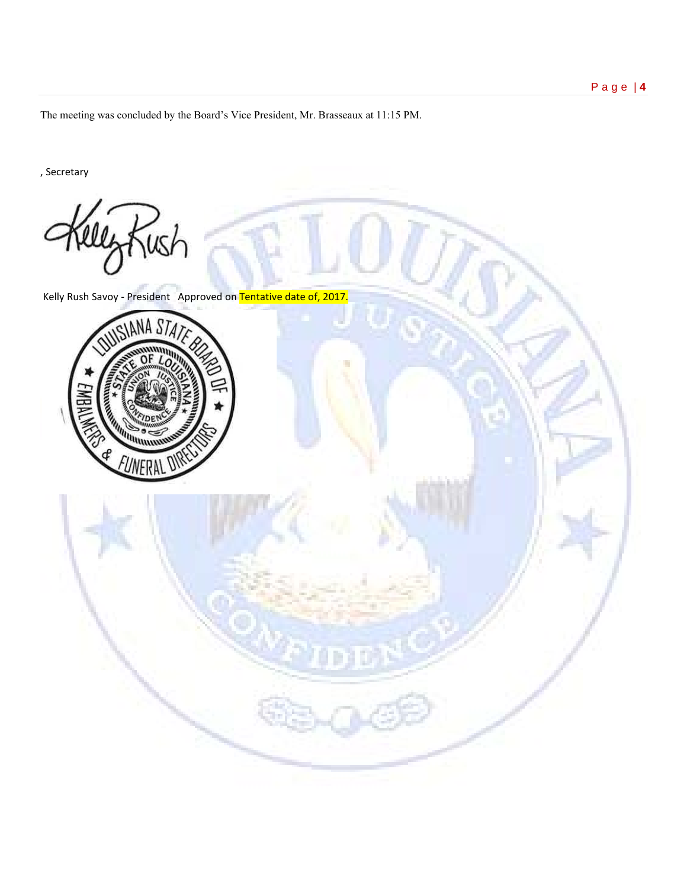The meeting was concluded by the Board's Vice President, Mr. Brasseaux at 11:15 PM.

, Secretary

Kelly Rush Savoy - President   Approved on Tentative date of, 2017.